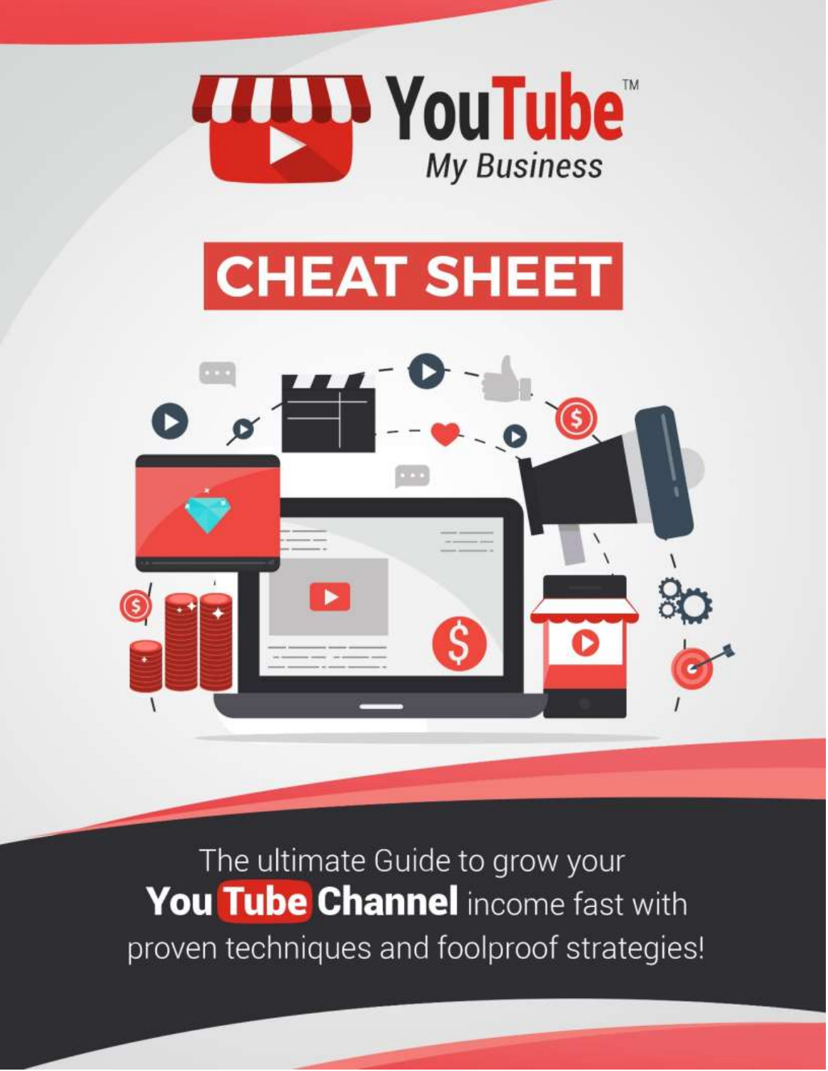# YouTube™ My Business

## CHEAT SHEET

The ultimate Guide to grow your **YouTube Channel** income fast with proven techniques and foolproof strategies!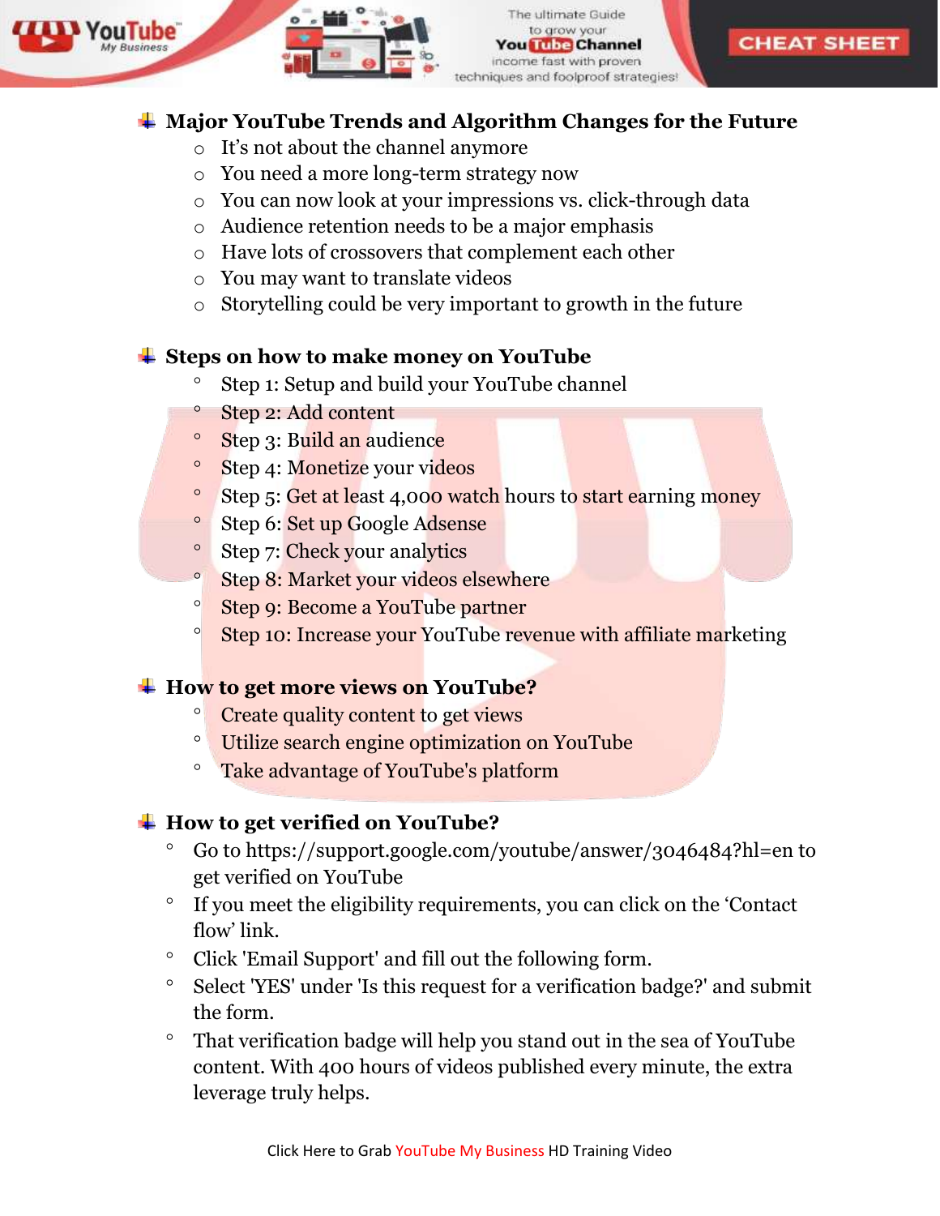## Major YouTube Trends and Algorithm Changes for the Future

- It's not about the channel anymore
- You need a more long-term strategy now
- You can now look at your impressions vs. click-through data
- Audience retention needs to be a major emphasis
- Have lots of crossovers that complement each other
- You may want to translate videos
- Storytelling could be very important to growth in the future

## Steps on how to make money on YouTube

- Step 1: Setup and build your YouTube channel
- Step 2: Add content
- Step 3: Build an audience
- Step 4: Monetize your videos
- Step 5: Get at least 4,000 watch hours to start earning money
- Step 6: Set up Google Adsense
- Step 7: Check your analytics
- Step 8: Market your videos elsewhere
- Step 9: Become a YouTube partner
- Step 10: Increase your YouTube revenue with affiliate marketing

## How to get more views on YouTube?

- Create quality content to get views
- Utilize search engine optimization on YouTube
- Take advantage of YouTube's platform

## How to get verified on YouTube?

- Go to https://support.google.com/youtube/answer/3046484?hl=en to get verified on YouTube
- If you meet the eligibility requirements, you can click on the 'Contact flow' link.
- Click 'Email Support' and fill out the following form.
- Select 'YES' under 'Is this request for a verification badge?' and submit the form.
- That verification badge will help you stand out in the sea of YouTube content. With 400 hours of videos published every minute, the extra leverage truly helps.

Click Here to Grab YouTube My Business HD Training Video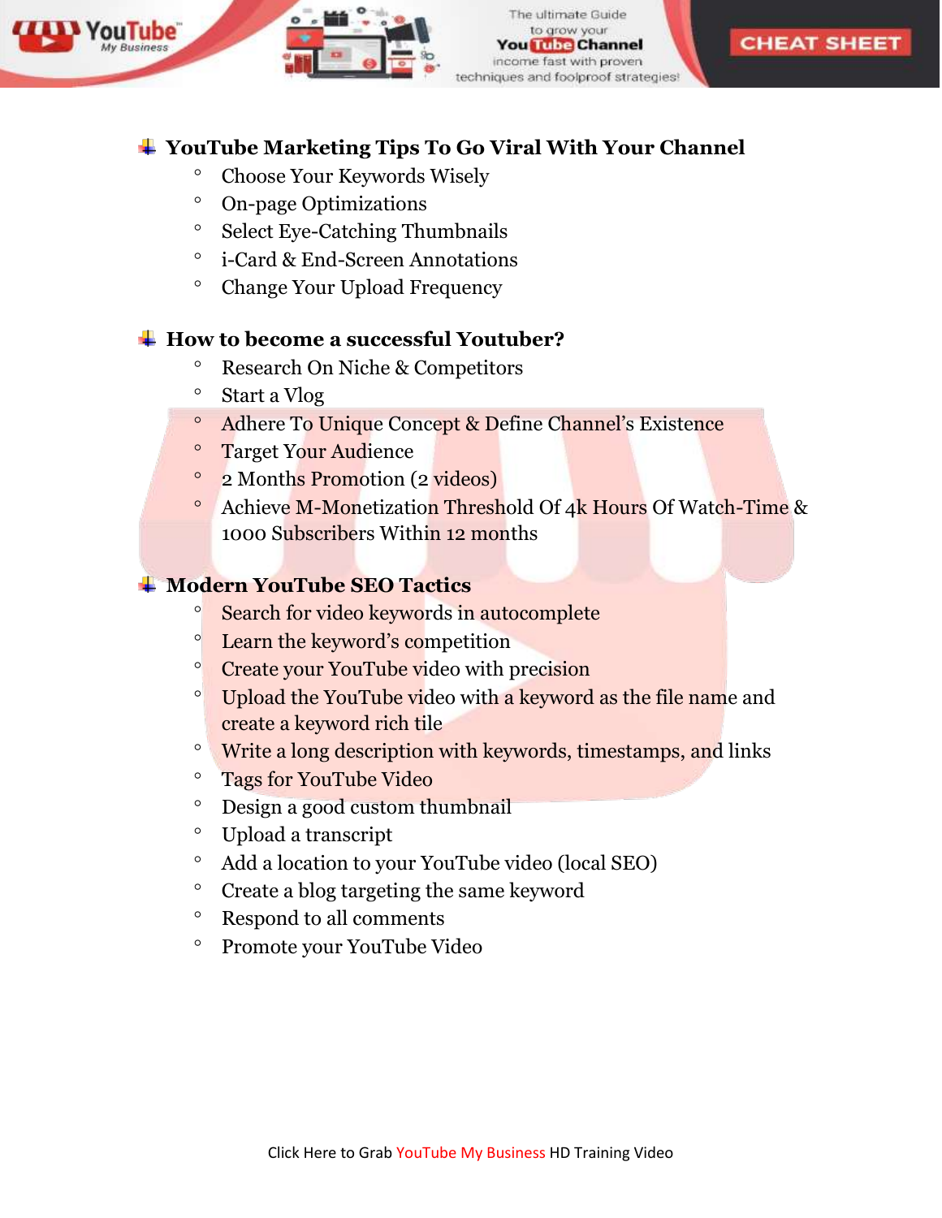## YouTube Marketing Tips To Go Viral With Your Channel

- Choose Your Keywords Wisely
- On-page Optimizations
- Select Eye-Catching Thumbnails
- i-Card & End-Screen Annotations
- Change Your Upload Frequency

## How to become a successful Youtuber?

- Research On Niche & Competitors
- Start a Vlog
- Adhere To Unique Concept & Define Channel's Existence
- Target Your Audience
- 2 Months Promotion (2 videos)
- Achieve M-Monetization Threshold Of 4k Hours Of Watch-Time & 1000 Subscribers Within 12 months

## Modern YouTube SEO Tactics

- Search for video keywords in autocomplete
- Learn the keyword's competition
- Create your YouTube video with precision
- Upload the YouTube video with a keyword as the file name and create a keyword rich tile
- Write a long description with keywords, timestamps, and links
- Tags for YouTube Video
- Design a good custom thumbnail
- Upload a transcript
- Add a location to your YouTube video (local SEO)
- Create a blog targeting the same keyword
- Respond to all comments
- Promote your YouTube Video

Click Here to Grab YouTube My Business HD Training Video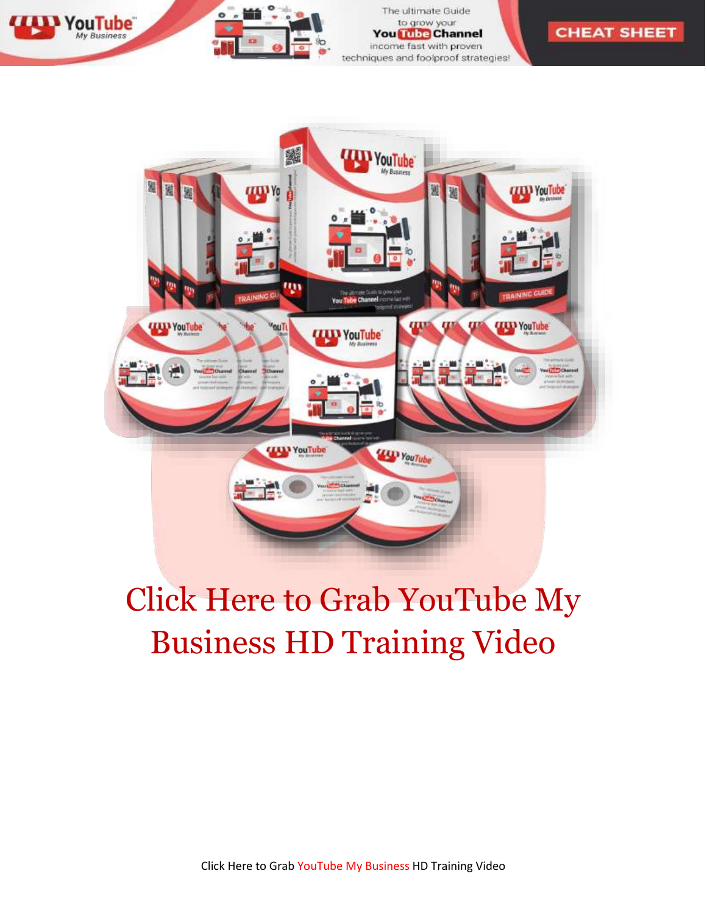Click Here to Grab YouTube My Business HD Training Video